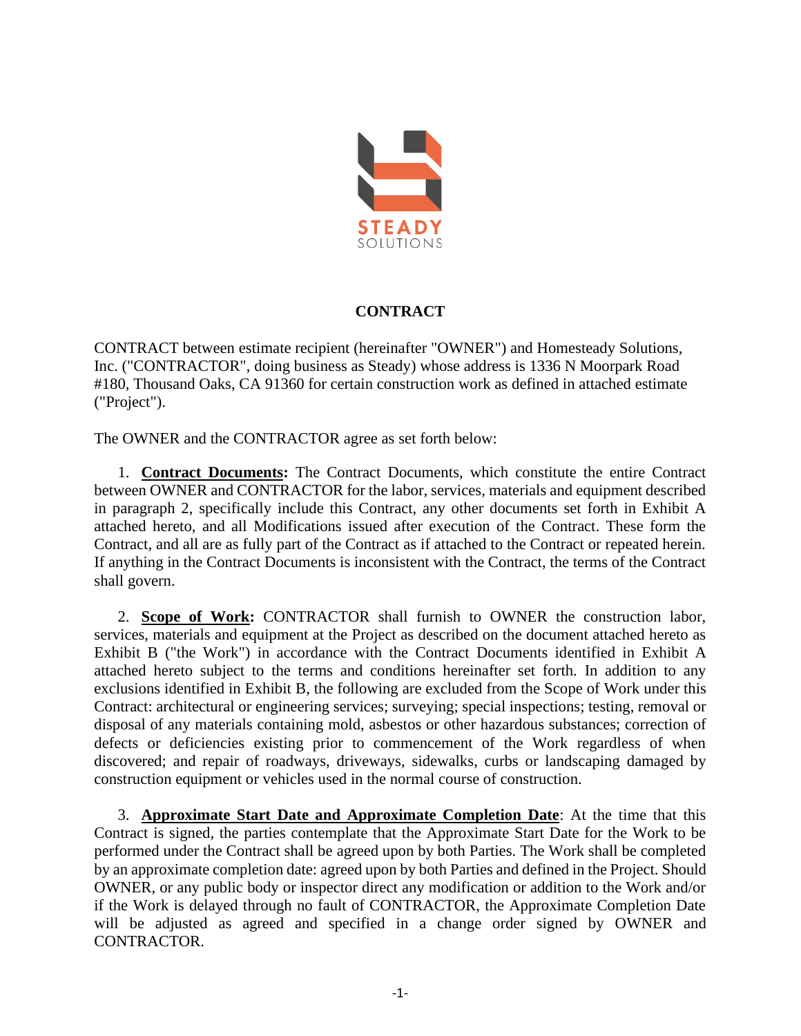STEADY
SOLUTIONS

# CONTRACT

CONTRACT between estimate recipient (hereinafter "OWNER") and Homesteady Solutions, Inc. ("CONTRACTOR", doing business as Steady) whose address is 1336 N Moorpark Road #180, Thousand Oaks, CA 91360 for certain construction work as defined in attached estimate ("Project").

The OWNER and the CONTRACTOR agree as set forth below:

1. **Contract Documents:** The Contract Documents, which constitute the entire Contract between OWNER and CONTRACTOR for the labor, services, materials and equipment described in paragraph 2, specifically include this Contract, any other documents set forth in Exhibit A attached hereto, and all Modifications issued after execution of the Contract. These form the Contract, and all are as fully part of the Contract as if attached to the Contract or repeated herein. If anything in the Contract Documents is inconsistent with the Contract, the terms of the Contract shall govern.

2. **Scope of Work:** CONTRACTOR shall furnish to OWNER the construction labor, services, materials and equipment at the Project as described on the document attached hereto as Exhibit B ("the Work") in accordance with the Contract Documents identified in Exhibit A attached hereto subject to the terms and conditions hereinafter set forth. In addition to any exclusions identified in Exhibit B, the following are excluded from the Scope of Work under this Contract: architectural or engineering services; surveying; special inspections; testing, removal or disposal of any materials containing mold, asbestos or other hazardous substances; correction of defects or deficiencies existing prior to commencement of the Work regardless of when discovered; and repair of roadways, driveways, sidewalks, curbs or landscaping damaged by construction equipment or vehicles used in the normal course of construction.

3. **Approximate Start Date and Approximate Completion Date**: At the time that this Contract is signed, the parties contemplate that the Approximate Start Date for the Work to be performed under the Contract shall be agreed upon by both Parties. The Work shall be completed by an approximate completion date: agreed upon by both Parties and defined in the Project. Should OWNER, or any public body or inspector direct any modification or addition to the Work and/or if the Work is delayed through no fault of CONTRACTOR, the Approximate Completion Date will be adjusted as agreed and specified in a change order signed by OWNER and CONTRACTOR.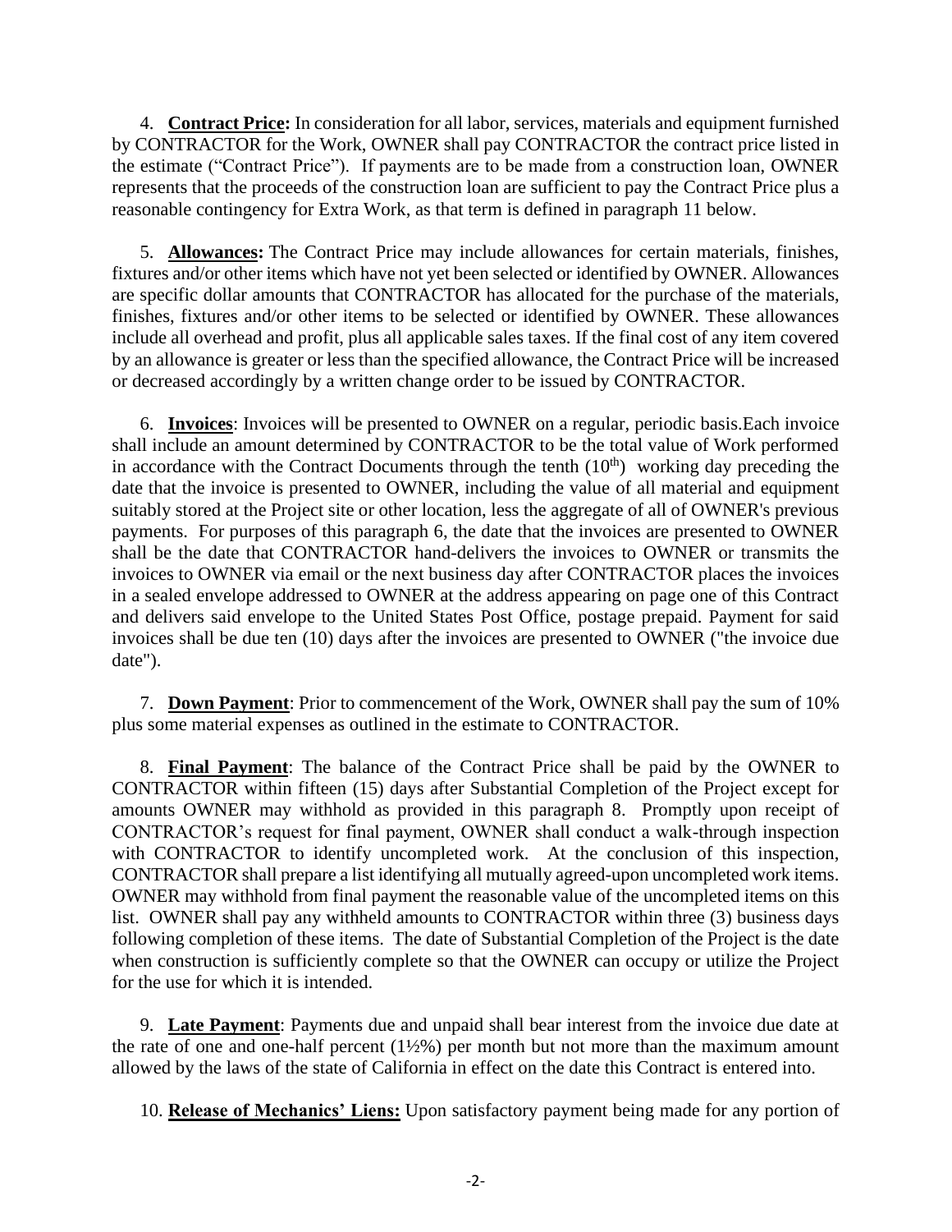4. **Contract Price:** In consideration for all labor, services, materials and equipment furnished by CONTRACTOR for the Work, OWNER shall pay CONTRACTOR the contract price listed in the estimate ("Contract Price"). If payments are to be made from a construction loan, OWNER represents that the proceeds of the construction loan are sufficient to pay the Contract Price plus a reasonable contingency for Extra Work, as that term is defined in paragraph 11 below.

5. **Allowances:** The Contract Price may include allowances for certain materials, finishes, fixtures and/or other items which have not yet been selected or identified by OWNER. Allowances are specific dollar amounts that CONTRACTOR has allocated for the purchase of the materials, finishes, fixtures and/or other items to be selected or identified by OWNER. These allowances include all overhead and profit, plus all applicable sales taxes. If the final cost of any item covered by an allowance is greater or less than the specified allowance, the Contract Price will be increased or decreased accordingly by a written change order to be issued by CONTRACTOR.

6. **Invoices**: Invoices will be presented to OWNER on a regular, periodic basis.Each invoice shall include an amount determined by CONTRACTOR to be the total value of Work performed in accordance with the Contract Documents through the tenth (10th) working day preceding the date that the invoice is presented to OWNER, including the value of all material and equipment suitably stored at the Project site or other location, less the aggregate of all of OWNER's previous payments. For purposes of this paragraph 6, the date that the invoices are presented to OWNER shall be the date that CONTRACTOR hand-delivers the invoices to OWNER or transmits the invoices to OWNER via email or the next business day after CONTRACTOR places the invoices in a sealed envelope addressed to OWNER at the address appearing on page one of this Contract and delivers said envelope to the United States Post Office, postage prepaid. Payment for said invoices shall be due ten (10) days after the invoices are presented to OWNER ("the invoice due date").

7. **Down Payment**: Prior to commencement of the Work, OWNER shall pay the sum of 10% plus some material expenses as outlined in the estimate to CONTRACTOR.

8. **Final Payment**: The balance of the Contract Price shall be paid by the OWNER to CONTRACTOR within fifteen (15) days after Substantial Completion of the Project except for amounts OWNER may withhold as provided in this paragraph 8. Promptly upon receipt of CONTRACTOR's request for final payment, OWNER shall conduct a walk-through inspection with CONTRACTOR to identify uncompleted work. At the conclusion of this inspection, CONTRACTOR shall prepare a list identifying all mutually agreed-upon uncompleted work items. OWNER may withhold from final payment the reasonable value of the uncompleted items on this list. OWNER shall pay any withheld amounts to CONTRACTOR within three (3) business days following completion of these items. The date of Substantial Completion of the Project is the date when construction is sufficiently complete so that the OWNER can occupy or utilize the Project for the use for which it is intended.

9. **Late Payment**: Payments due and unpaid shall bear interest from the invoice due date at the rate of one and one-half percent (1½%) per month but not more than the maximum amount allowed by the laws of the state of California in effect on the date this Contract is entered into.

10. **Release of Mechanics' Liens:** Upon satisfactory payment being made for any portion of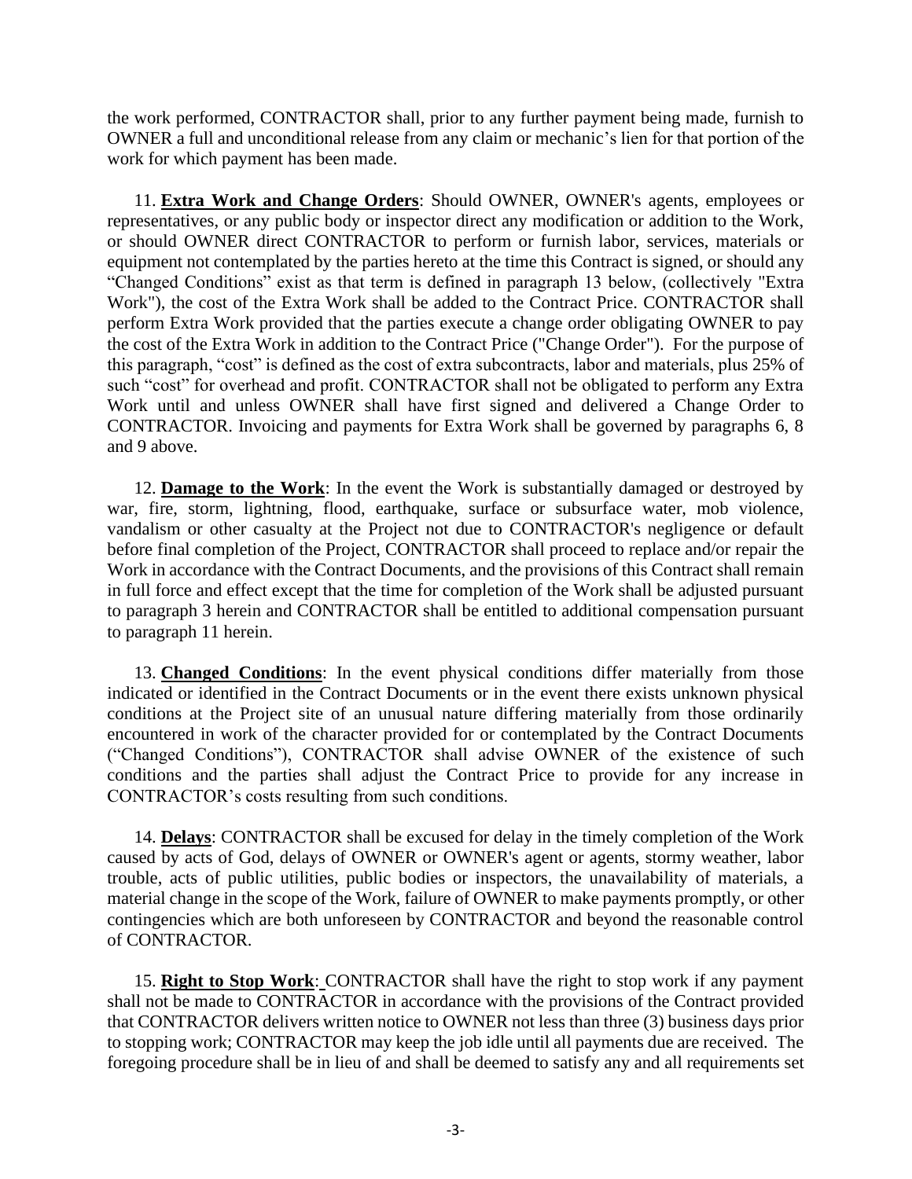the work performed, CONTRACTOR shall, prior to any further payment being made, furnish to OWNER a full and unconditional release from any claim or mechanic's lien for that portion of the work for which payment has been made.

11. **Extra Work and Change Orders**: Should OWNER, OWNER's agents, employees or representatives, or any public body or inspector direct any modification or addition to the Work, or should OWNER direct CONTRACTOR to perform or furnish labor, services, materials or equipment not contemplated by the parties hereto at the time this Contract is signed, or should any "Changed Conditions" exist as that term is defined in paragraph 13 below, (collectively "Extra Work"), the cost of the Extra Work shall be added to the Contract Price. CONTRACTOR shall perform Extra Work provided that the parties execute a change order obligating OWNER to pay the cost of the Extra Work in addition to the Contract Price ("Change Order"). For the purpose of this paragraph, "cost" is defined as the cost of extra subcontracts, labor and materials, plus 25% of such "cost" for overhead and profit. CONTRACTOR shall not be obligated to perform any Extra Work until and unless OWNER shall have first signed and delivered a Change Order to CONTRACTOR. Invoicing and payments for Extra Work shall be governed by paragraphs 6, 8 and 9 above.

12. **Damage to the Work**: In the event the Work is substantially damaged or destroyed by war, fire, storm, lightning, flood, earthquake, surface or subsurface water, mob violence, vandalism or other casualty at the Project not due to CONTRACTOR's negligence or default before final completion of the Project, CONTRACTOR shall proceed to replace and/or repair the Work in accordance with the Contract Documents, and the provisions of this Contract shall remain in full force and effect except that the time for completion of the Work shall be adjusted pursuant to paragraph 3 herein and CONTRACTOR shall be entitled to additional compensation pursuant to paragraph 11 herein.

13. **Changed Conditions**: In the event physical conditions differ materially from those indicated or identified in the Contract Documents or in the event there exists unknown physical conditions at the Project site of an unusual nature differing materially from those ordinarily encountered in work of the character provided for or contemplated by the Contract Documents ("Changed Conditions"), CONTRACTOR shall advise OWNER of the existence of such conditions and the parties shall adjust the Contract Price to provide for any increase in CONTRACTOR's costs resulting from such conditions.

14. **Delays**: CONTRACTOR shall be excused for delay in the timely completion of the Work caused by acts of God, delays of OWNER or OWNER's agent or agents, stormy weather, labor trouble, acts of public utilities, public bodies or inspectors, the unavailability of materials, a material change in the scope of the Work, failure of OWNER to make payments promptly, or other contingencies which are both unforeseen by CONTRACTOR and beyond the reasonable control of CONTRACTOR.

15. **Right to Stop Work**: CONTRACTOR shall have the right to stop work if any payment shall not be made to CONTRACTOR in accordance with the provisions of the Contract provided that CONTRACTOR delivers written notice to OWNER not less than three (3) business days prior to stopping work; CONTRACTOR may keep the job idle until all payments due are received. The foregoing procedure shall be in lieu of and shall be deemed to satisfy any and all requirements set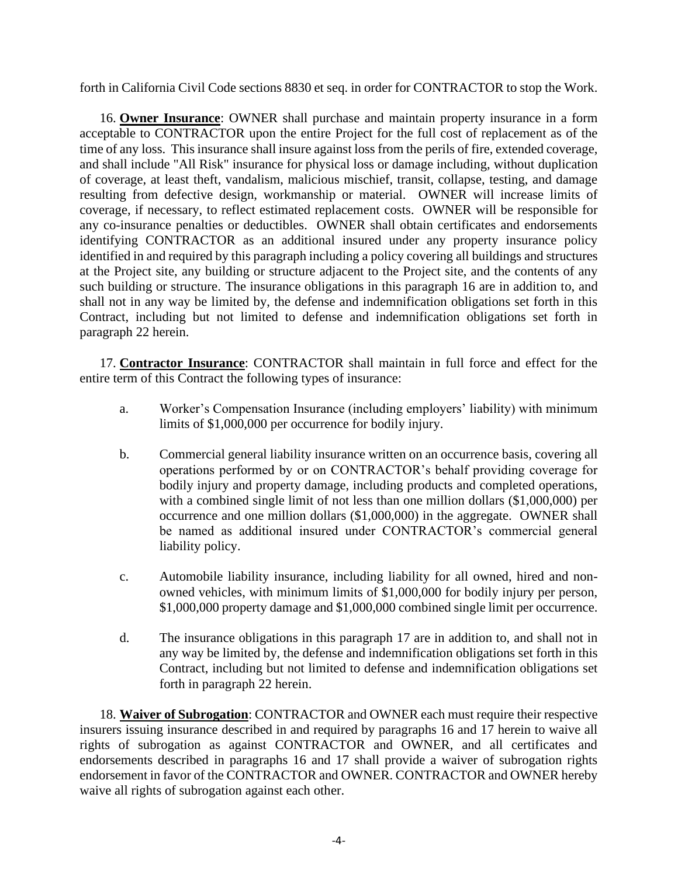forth in California Civil Code sections 8830 et seq. in order for CONTRACTOR to stop the Work.

16. **Owner Insurance**: OWNER shall purchase and maintain property insurance in a form acceptable to CONTRACTOR upon the entire Project for the full cost of replacement as of the time of any loss. This insurance shall insure against loss from the perils of fire, extended coverage, and shall include "All Risk" insurance for physical loss or damage including, without duplication of coverage, at least theft, vandalism, malicious mischief, transit, collapse, testing, and damage resulting from defective design, workmanship or material. OWNER will increase limits of coverage, if necessary, to reflect estimated replacement costs. OWNER will be responsible for any co-insurance penalties or deductibles. OWNER shall obtain certificates and endorsements identifying CONTRACTOR as an additional insured under any property insurance policy identified in and required by this paragraph including a policy covering all buildings and structures at the Project site, any building or structure adjacent to the Project site, and the contents of any such building or structure. The insurance obligations in this paragraph 16 are in addition to, and shall not in any way be limited by, the defense and indemnification obligations set forth in this Contract, including but not limited to defense and indemnification obligations set forth in paragraph 22 herein.

17. **Contractor Insurance**: CONTRACTOR shall maintain in full force and effect for the entire term of this Contract the following types of insurance:

a. Worker's Compensation Insurance (including employers' liability) with minimum limits of $1,000,000 per occurrence for bodily injury.

b. Commercial general liability insurance written on an occurrence basis, covering all operations performed by or on CONTRACTOR's behalf providing coverage for bodily injury and property damage, including products and completed operations, with a combined single limit of not less than one million dollars ($1,000,000) per occurrence and one million dollars ($1,000,000) in the aggregate. OWNER shall be named as additional insured under CONTRACTOR's commercial general liability policy.

c. Automobile liability insurance, including liability for all owned, hired and non-owned vehicles, with minimum limits of $1,000,000 for bodily injury per person, $1,000,000 property damage and $1,000,000 combined single limit per occurrence.

d. The insurance obligations in this paragraph 17 are in addition to, and shall not in any way be limited by, the defense and indemnification obligations set forth in this Contract, including but not limited to defense and indemnification obligations set forth in paragraph 22 herein.

18. **Waiver of Subrogation**: CONTRACTOR and OWNER each must require their respective insurers issuing insurance described in and required by paragraphs 16 and 17 herein to waive all rights of subrogation as against CONTRACTOR and OWNER, and all certificates and endorsements described in paragraphs 16 and 17 shall provide a waiver of subrogation rights endorsement in favor of the CONTRACTOR and OWNER. CONTRACTOR and OWNER hereby waive all rights of subrogation against each other.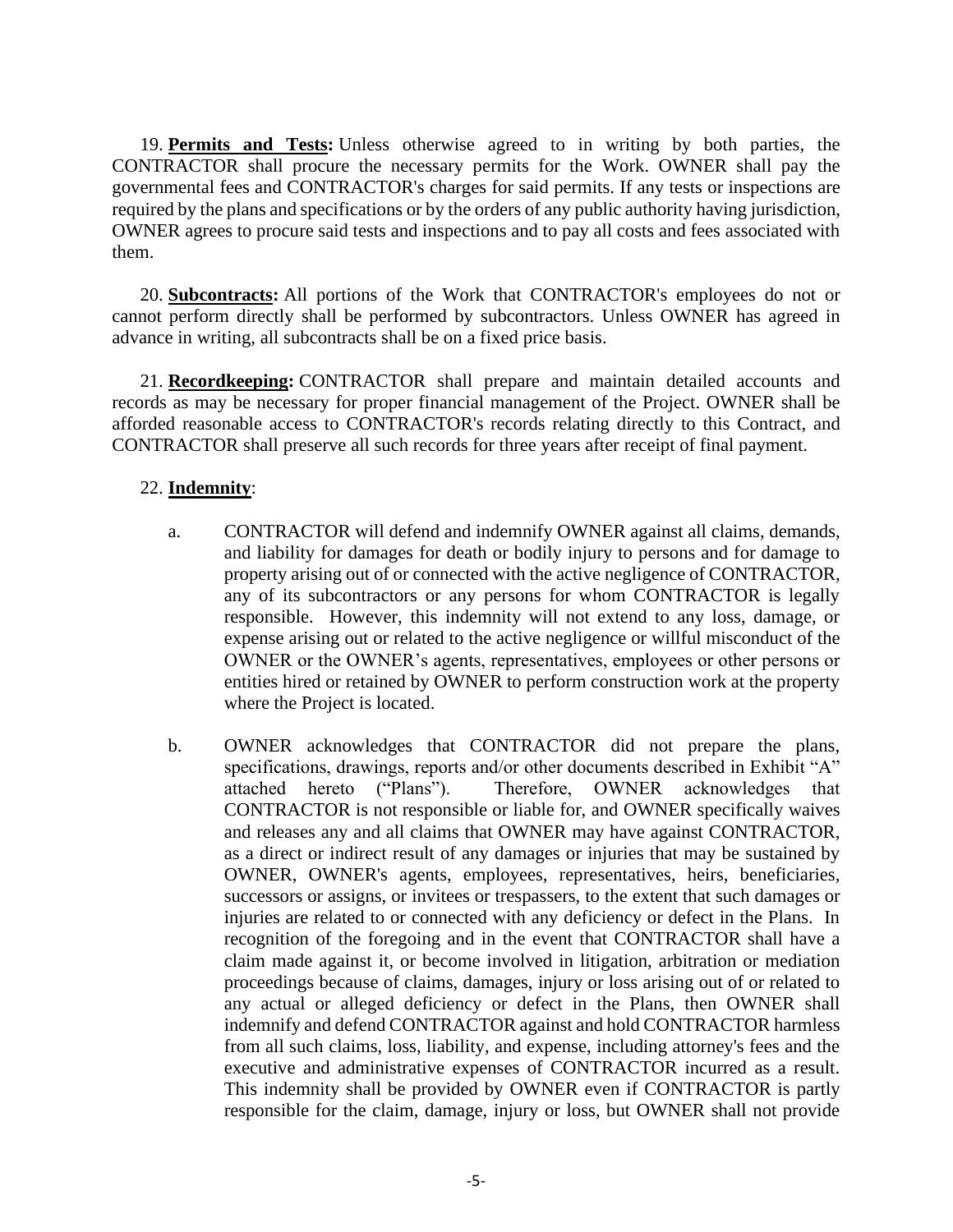19. **Permits and Tests:** Unless otherwise agreed to in writing by both parties, the CONTRACTOR shall procure the necessary permits for the Work. OWNER shall pay the governmental fees and CONTRACTOR's charges for said permits. If any tests or inspections are required by the plans and specifications or by the orders of any public authority having jurisdiction, OWNER agrees to procure said tests and inspections and to pay all costs and fees associated with them.

20. **Subcontracts:** All portions of the Work that CONTRACTOR's employees do not or cannot perform directly shall be performed by subcontractors. Unless OWNER has agreed in advance in writing, all subcontracts shall be on a fixed price basis.

21. **Recordkeeping:** CONTRACTOR shall prepare and maintain detailed accounts and records as may be necessary for proper financial management of the Project. OWNER shall be afforded reasonable access to CONTRACTOR's records relating directly to this Contract, and CONTRACTOR shall preserve all such records for three years after receipt of final payment.

22. **Indemnity**:

a. CONTRACTOR will defend and indemnify OWNER against all claims, demands, and liability for damages for death or bodily injury to persons and for damage to property arising out of or connected with the active negligence of CONTRACTOR, any of its subcontractors or any persons for whom CONTRACTOR is legally responsible. However, this indemnity will not extend to any loss, damage, or expense arising out or related to the active negligence or willful misconduct of the OWNER or the OWNER's agents, representatives, employees or other persons or entities hired or retained by OWNER to perform construction work at the property where the Project is located.

b. OWNER acknowledges that CONTRACTOR did not prepare the plans, specifications, drawings, reports and/or other documents described in Exhibit "A" attached hereto ("Plans"). Therefore, OWNER acknowledges that CONTRACTOR is not responsible or liable for, and OWNER specifically waives and releases any and all claims that OWNER may have against CONTRACTOR, as a direct or indirect result of any damages or injuries that may be sustained by OWNER, OWNER's agents, employees, representatives, heirs, beneficiaries, successors or assigns, or invitees or trespassers, to the extent that such damages or injuries are related to or connected with any deficiency or defect in the Plans. In recognition of the foregoing and in the event that CONTRACTOR shall have a claim made against it, or become involved in litigation, arbitration or mediation proceedings because of claims, damages, injury or loss arising out of or related to any actual or alleged deficiency or defect in the Plans, then OWNER shall indemnify and defend CONTRACTOR against and hold CONTRACTOR harmless from all such claims, loss, liability, and expense, including attorney's fees and the executive and administrative expenses of CONTRACTOR incurred as a result. This indemnity shall be provided by OWNER even if CONTRACTOR is partly responsible for the claim, damage, injury or loss, but OWNER shall not provide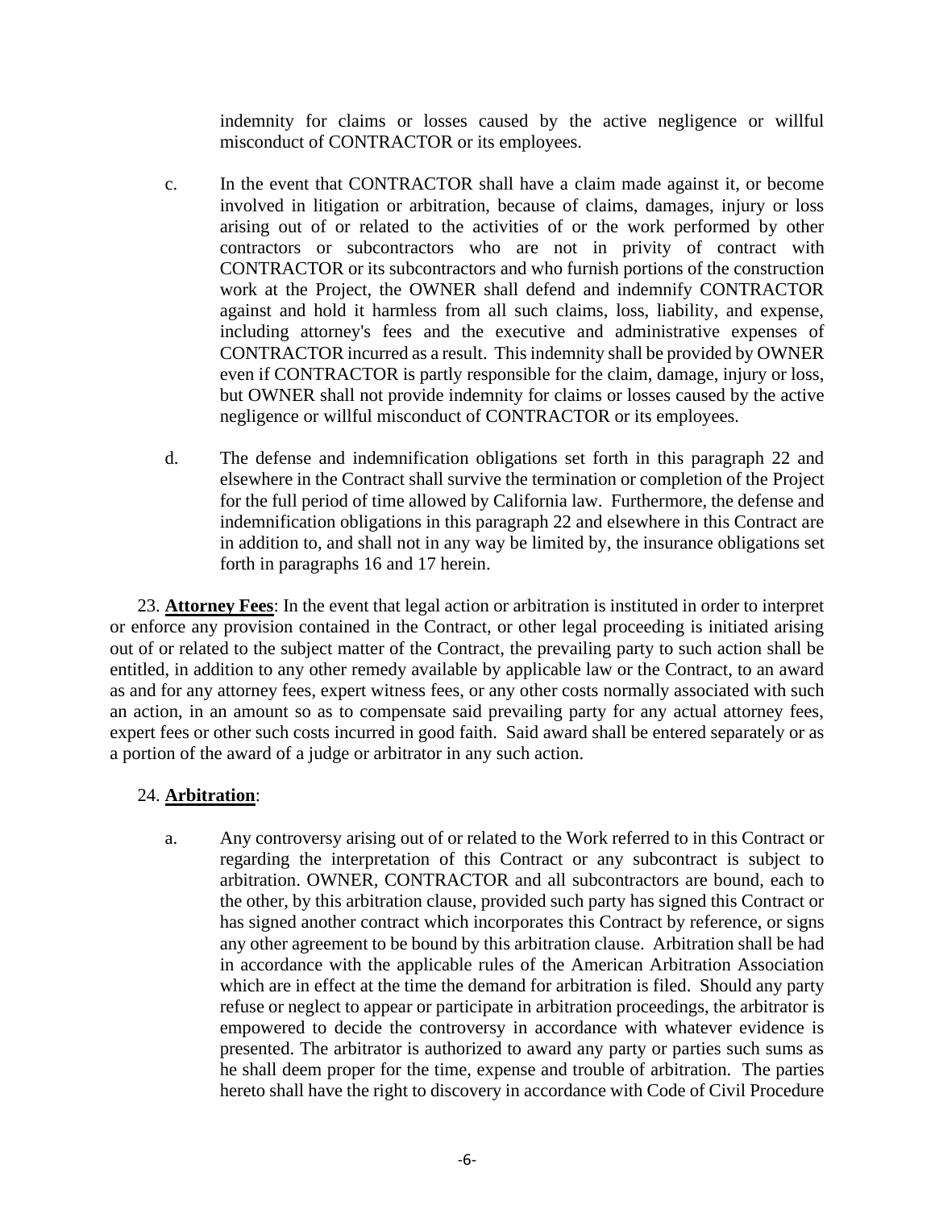indemnity for claims or losses caused by the active negligence or willful misconduct of CONTRACTOR or its employees.

c. In the event that CONTRACTOR shall have a claim made against it, or become involved in litigation or arbitration, because of claims, damages, injury or loss arising out of or related to the activities of or the work performed by other contractors or subcontractors who are not in privity of contract with CONTRACTOR or its subcontractors and who furnish portions of the construction work at the Project, the OWNER shall defend and indemnify CONTRACTOR against and hold it harmless from all such claims, loss, liability, and expense, including attorney's fees and the executive and administrative expenses of CONTRACTOR incurred as a result. This indemnity shall be provided by OWNER even if CONTRACTOR is partly responsible for the claim, damage, injury or loss, but OWNER shall not provide indemnity for claims or losses caused by the active negligence or willful misconduct of CONTRACTOR or its employees.

d. The defense and indemnification obligations set forth in this paragraph 22 and elsewhere in the Contract shall survive the termination or completion of the Project for the full period of time allowed by California law. Furthermore, the defense and indemnification obligations in this paragraph 22 and elsewhere in this Contract are in addition to, and shall not in any way be limited by, the insurance obligations set forth in paragraphs 16 and 17 herein.

23. **Attorney Fees**: In the event that legal action or arbitration is instituted in order to interpret or enforce any provision contained in the Contract, or other legal proceeding is initiated arising out of or related to the subject matter of the Contract, the prevailing party to such action shall be entitled, in addition to any other remedy available by applicable law or the Contract, to an award as and for any attorney fees, expert witness fees, or any other costs normally associated with such an action, in an amount so as to compensate said prevailing party for any actual attorney fees, expert fees or other such costs incurred in good faith. Said award shall be entered separately or as a portion of the award of a judge or arbitrator in any such action.

24. **Arbitration**:

a. Any controversy arising out of or related to the Work referred to in this Contract or regarding the interpretation of this Contract or any subcontract is subject to arbitration. OWNER, CONTRACTOR and all subcontractors are bound, each to the other, by this arbitration clause, provided such party has signed this Contract or has signed another contract which incorporates this Contract by reference, or signs any other agreement to be bound by this arbitration clause. Arbitration shall be had in accordance with the applicable rules of the American Arbitration Association which are in effect at the time the demand for arbitration is filed. Should any party refuse or neglect to appear or participate in arbitration proceedings, the arbitrator is empowered to decide the controversy in accordance with whatever evidence is presented. The arbitrator is authorized to award any party or parties such sums as he shall deem proper for the time, expense and trouble of arbitration. The parties hereto shall have the right to discovery in accordance with Code of Civil Procedure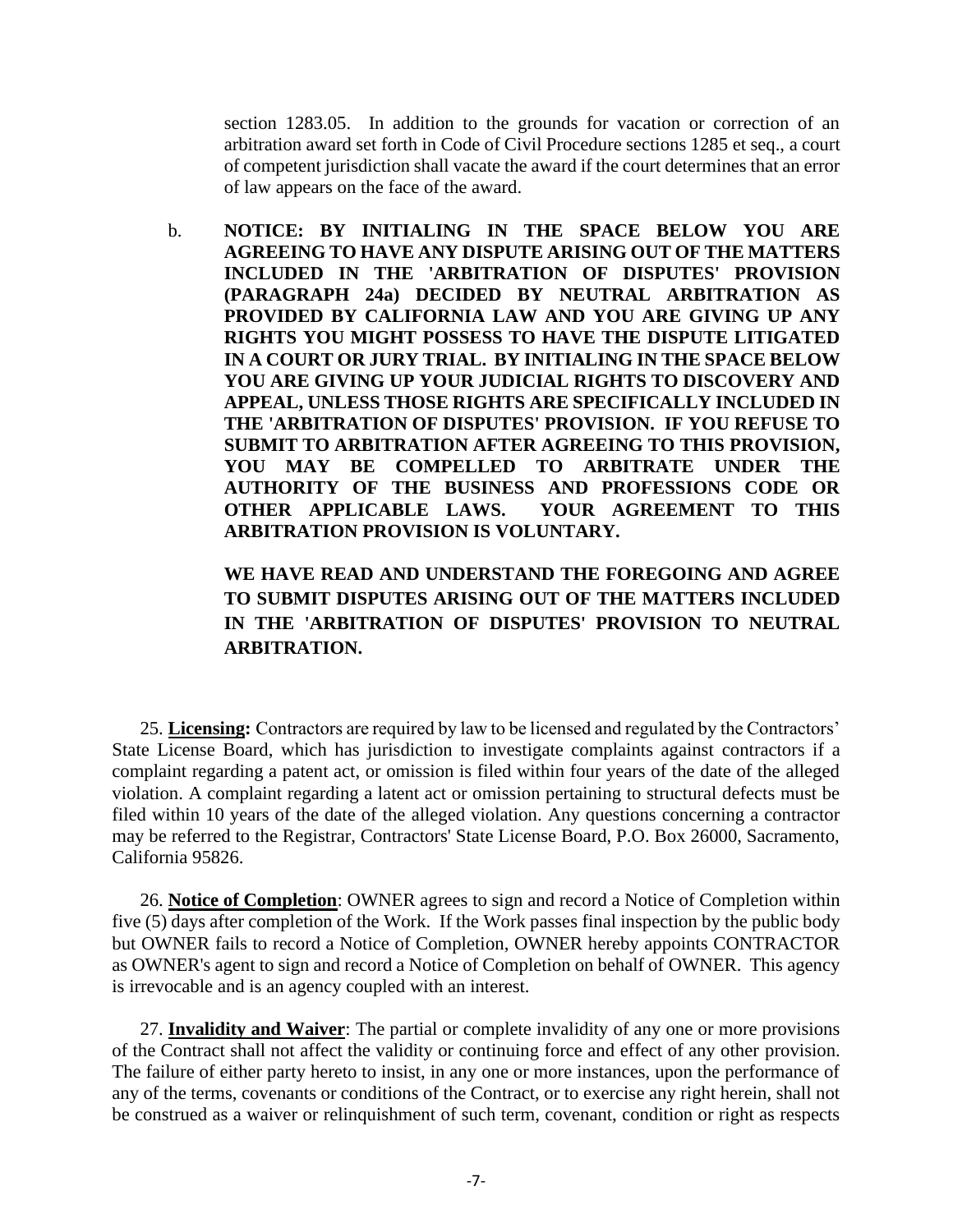section 1283.05. In addition to the grounds for vacation or correction of an arbitration award set forth in Code of Civil Procedure sections 1285 et seq., a court of competent jurisdiction shall vacate the award if the court determines that an error of law appears on the face of the award.

b. **NOTICE: BY INITIALING IN THE SPACE BELOW YOU ARE AGREEING TO HAVE ANY DISPUTE ARISING OUT OF THE MATTERS INCLUDED IN THE 'ARBITRATION OF DISPUTES' PROVISION (PARAGRAPH 24a) DECIDED BY NEUTRAL ARBITRATION AS PROVIDED BY CALIFORNIA LAW AND YOU ARE GIVING UP ANY RIGHTS YOU MIGHT POSSESS TO HAVE THE DISPUTE LITIGATED IN A COURT OR JURY TRIAL. BY INITIALING IN THE SPACE BELOW YOU ARE GIVING UP YOUR JUDICIAL RIGHTS TO DISCOVERY AND APPEAL, UNLESS THOSE RIGHTS ARE SPECIFICALLY INCLUDED IN THE 'ARBITRATION OF DISPUTES' PROVISION. IF YOU REFUSE TO SUBMIT TO ARBITRATION AFTER AGREEING TO THIS PROVISION, YOU MAY BE COMPELLED TO ARBITRATE UNDER THE AUTHORITY OF THE BUSINESS AND PROFESSIONS CODE OR OTHER APPLICABLE LAWS. YOUR AGREEMENT TO THIS ARBITRATION PROVISION IS VOLUNTARY.**

**WE HAVE READ AND UNDERSTAND THE FOREGOING AND AGREE TO SUBMIT DISPUTES ARISING OUT OF THE MATTERS INCLUDED IN THE 'ARBITRATION OF DISPUTES' PROVISION TO NEUTRAL ARBITRATION.**

25. **Licensing:** Contractors are required by law to be licensed and regulated by the Contractors' State License Board, which has jurisdiction to investigate complaints against contractors if a complaint regarding a patent act, or omission is filed within four years of the date of the alleged violation. A complaint regarding a latent act or omission pertaining to structural defects must be filed within 10 years of the date of the alleged violation. Any questions concerning a contractor may be referred to the Registrar, Contractors' State License Board, P.O. Box 26000, Sacramento, California 95826.

26. **Notice of Completion**: OWNER agrees to sign and record a Notice of Completion within five (5) days after completion of the Work. If the Work passes final inspection by the public body but OWNER fails to record a Notice of Completion, OWNER hereby appoints CONTRACTOR as OWNER's agent to sign and record a Notice of Completion on behalf of OWNER. This agency is irrevocable and is an agency coupled with an interest.

27. **Invalidity and Waiver**: The partial or complete invalidity of any one or more provisions of the Contract shall not affect the validity or continuing force and effect of any other provision. The failure of either party hereto to insist, in any one or more instances, upon the performance of any of the terms, covenants or conditions of the Contract, or to exercise any right herein, shall not be construed as a waiver or relinquishment of such term, covenant, condition or right as respects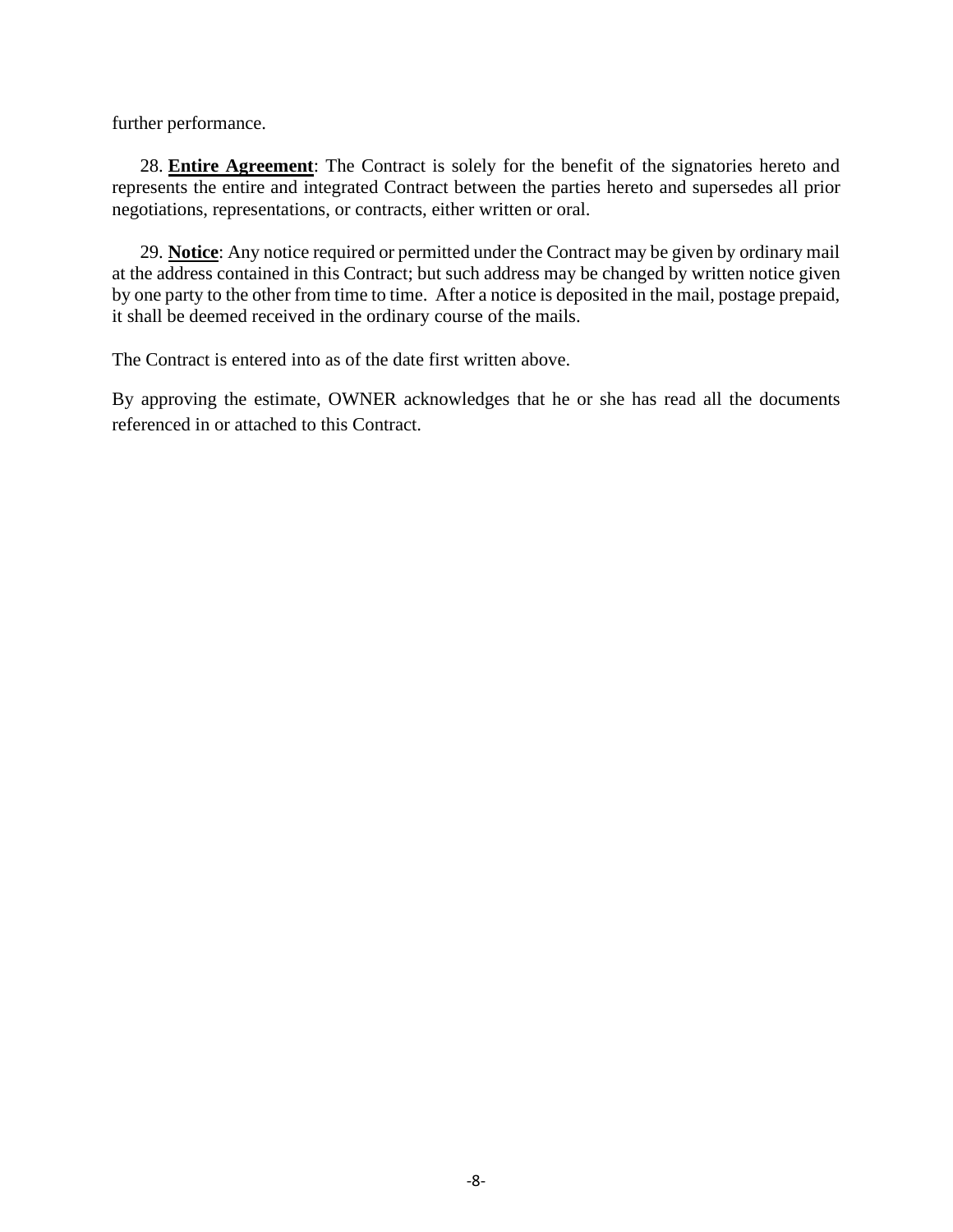further performance.

28. **Entire Agreement**: The Contract is solely for the benefit of the signatories hereto and represents the entire and integrated Contract between the parties hereto and supersedes all prior negotiations, representations, or contracts, either written or oral.

29. **Notice**: Any notice required or permitted under the Contract may be given by ordinary mail at the address contained in this Contract; but such address may be changed by written notice given by one party to the other from time to time. After a notice is deposited in the mail, postage prepaid, it shall be deemed received in the ordinary course of the mails.

The Contract is entered into as of the date first written above.

By approving the estimate, OWNER acknowledges that he or she has read all the documents referenced in or attached to this Contract.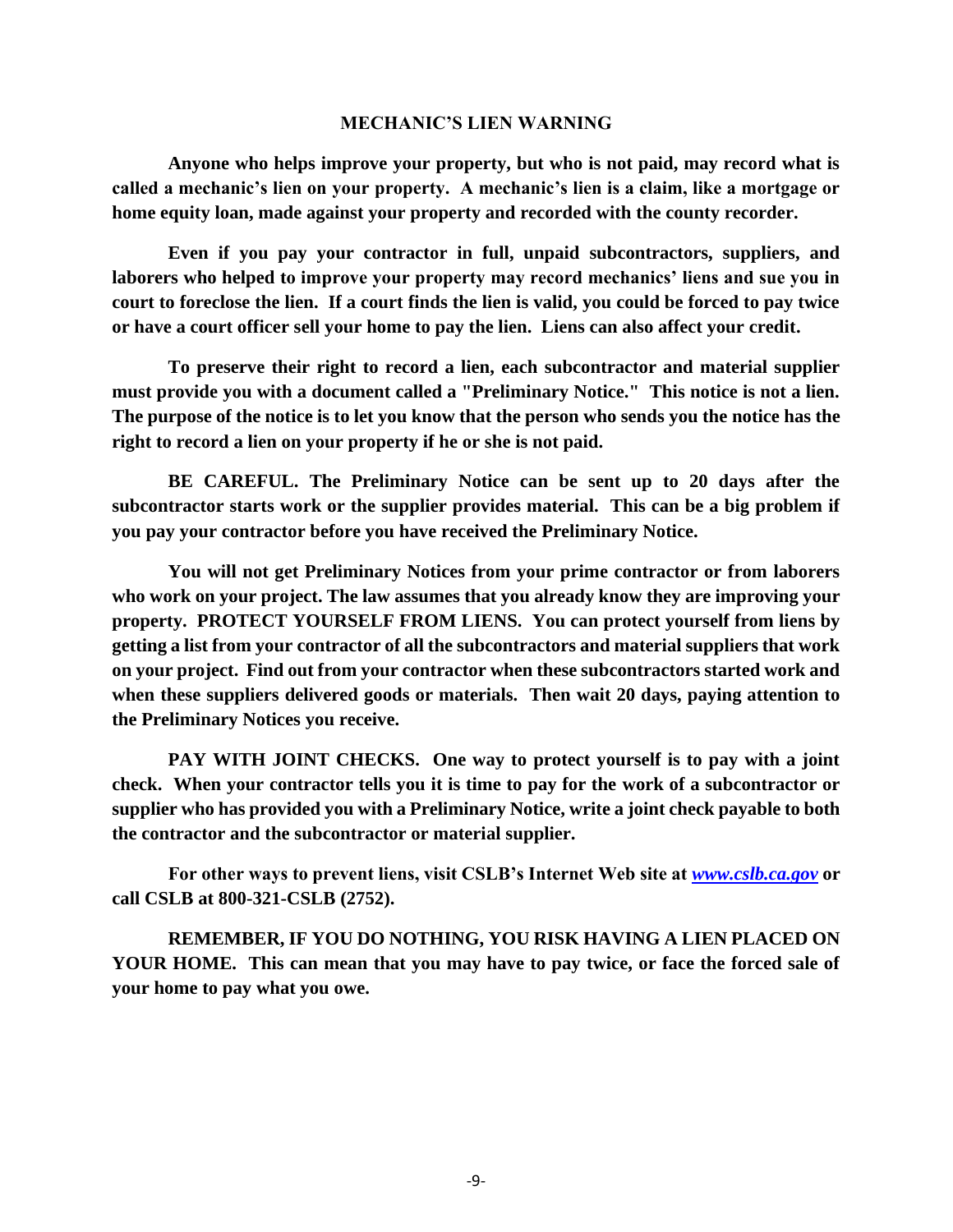# MECHANIC'S LIEN WARNING

**Anyone who helps improve your property, but who is not paid, may record what is called a mechanic's lien on your property. A mechanic's lien is a claim, like a mortgage or home equity loan, made against your property and recorded with the county recorder.**

**Even if you pay your contractor in full, unpaid subcontractors, suppliers, and laborers who helped to improve your property may record mechanics' liens and sue you in court to foreclose the lien. If a court finds the lien is valid, you could be forced to pay twice or have a court officer sell your home to pay the lien. Liens can also affect your credit.**

**To preserve their right to record a lien, each subcontractor and material supplier must provide you with a document called a "Preliminary Notice." This notice is not a lien. The purpose of the notice is to let you know that the person who sends you the notice has the right to record a lien on your property if he or she is not paid.**

**BE CAREFUL. The Preliminary Notice can be sent up to 20 days after the subcontractor starts work or the supplier provides material. This can be a big problem if you pay your contractor before you have received the Preliminary Notice.**

**You will not get Preliminary Notices from your prime contractor or from laborers who work on your project. The law assumes that you already know they are improving your property. PROTECT YOURSELF FROM LIENS. You can protect yourself from liens by getting a list from your contractor of all the subcontractors and material suppliers that work on your project. Find out from your contractor when these subcontractors started work and when these suppliers delivered goods or materials. Then wait 20 days, paying attention to the Preliminary Notices you receive.**

**PAY WITH JOINT CHECKS. One way to protect yourself is to pay with a joint check. When your contractor tells you it is time to pay for the work of a subcontractor or supplier who has provided you with a Preliminary Notice, write a joint check payable to both the contractor and the subcontractor or material supplier.**

**For other ways to prevent liens, visit CSLB's Internet Web site at [*www.cslb.ca.gov*](http://www.cslb.ca.gov) or call CSLB at 800-321-CSLB (2752).**

**REMEMBER, IF YOU DO NOTHING, YOU RISK HAVING A LIEN PLACED ON YOUR HOME. This can mean that you may have to pay twice, or face the forced sale of your home to pay what you owe.**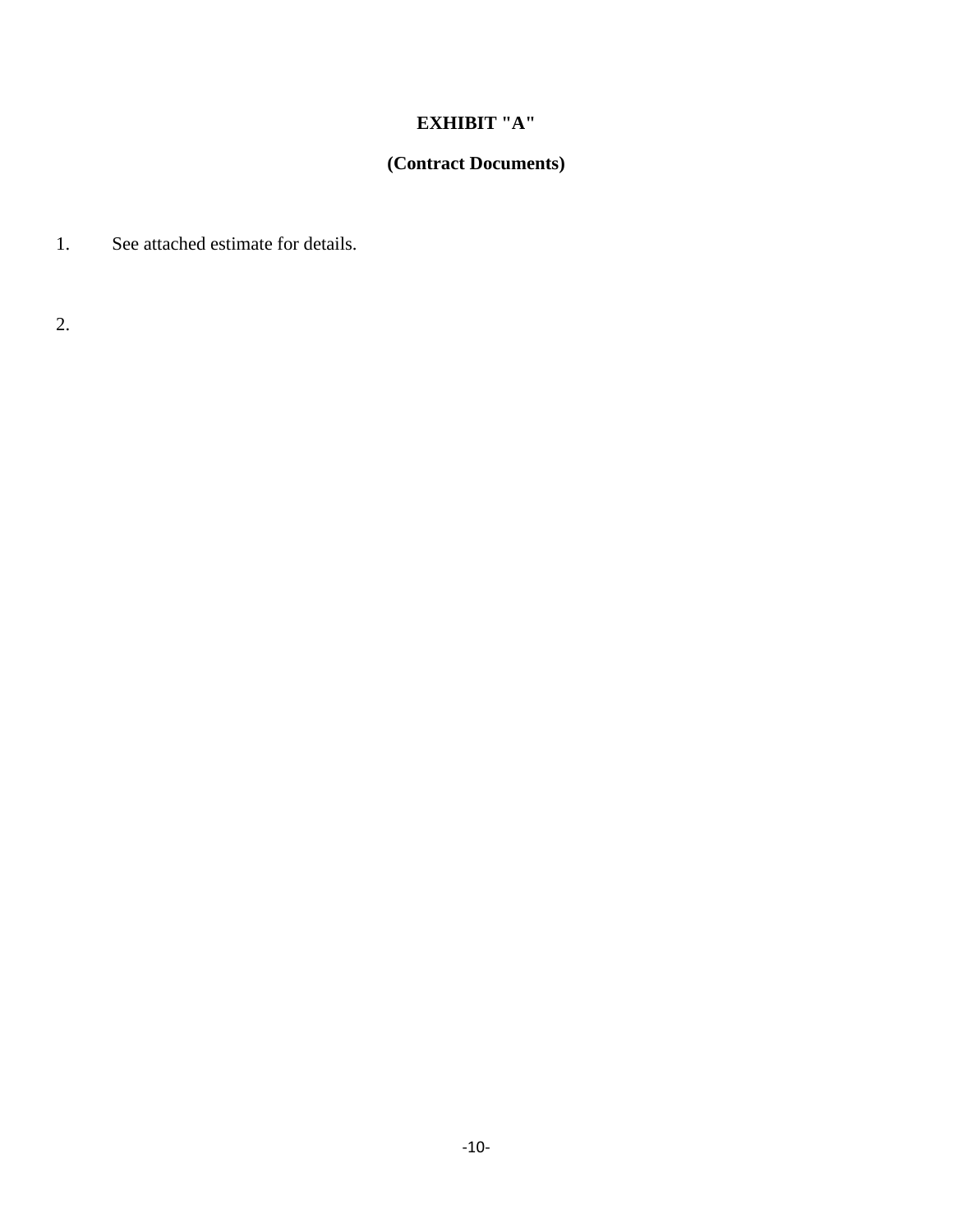**EXHIBIT "A"**

**(Contract Documents)**

1. See attached estimate for details.

2.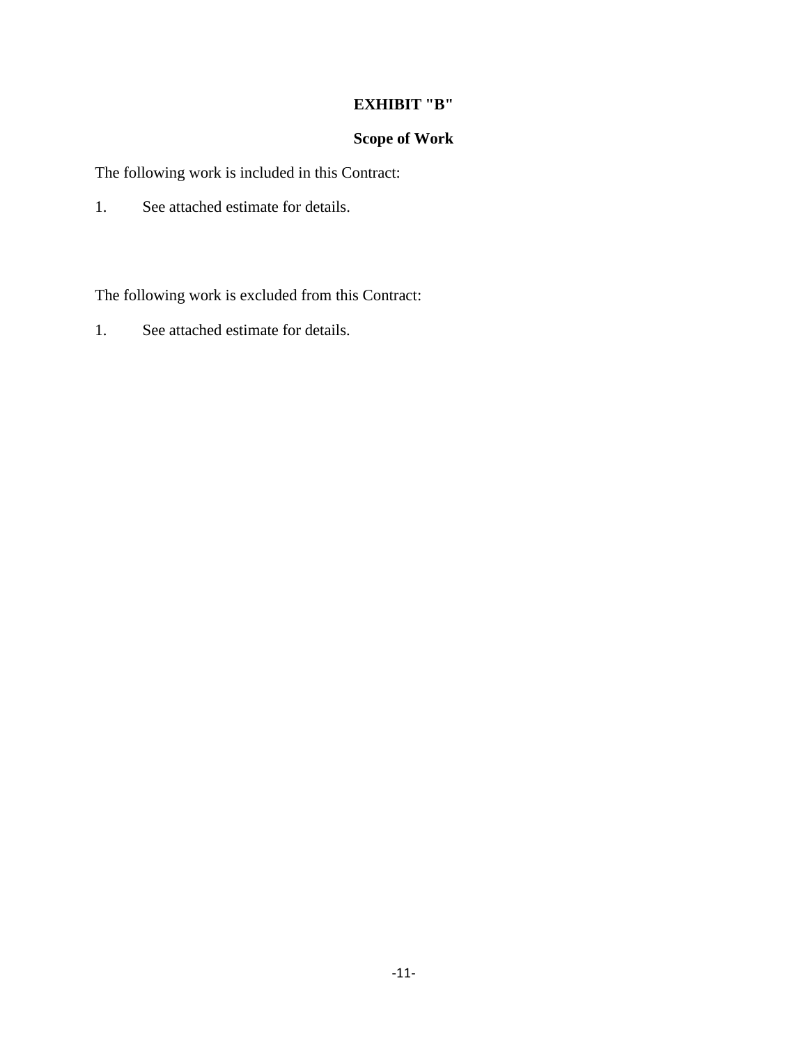# EXHIBIT "B"

## Scope of Work

The following work is included in this Contract:

1. See attached estimate for details.

The following work is excluded from this Contract:

1. See attached estimate for details.